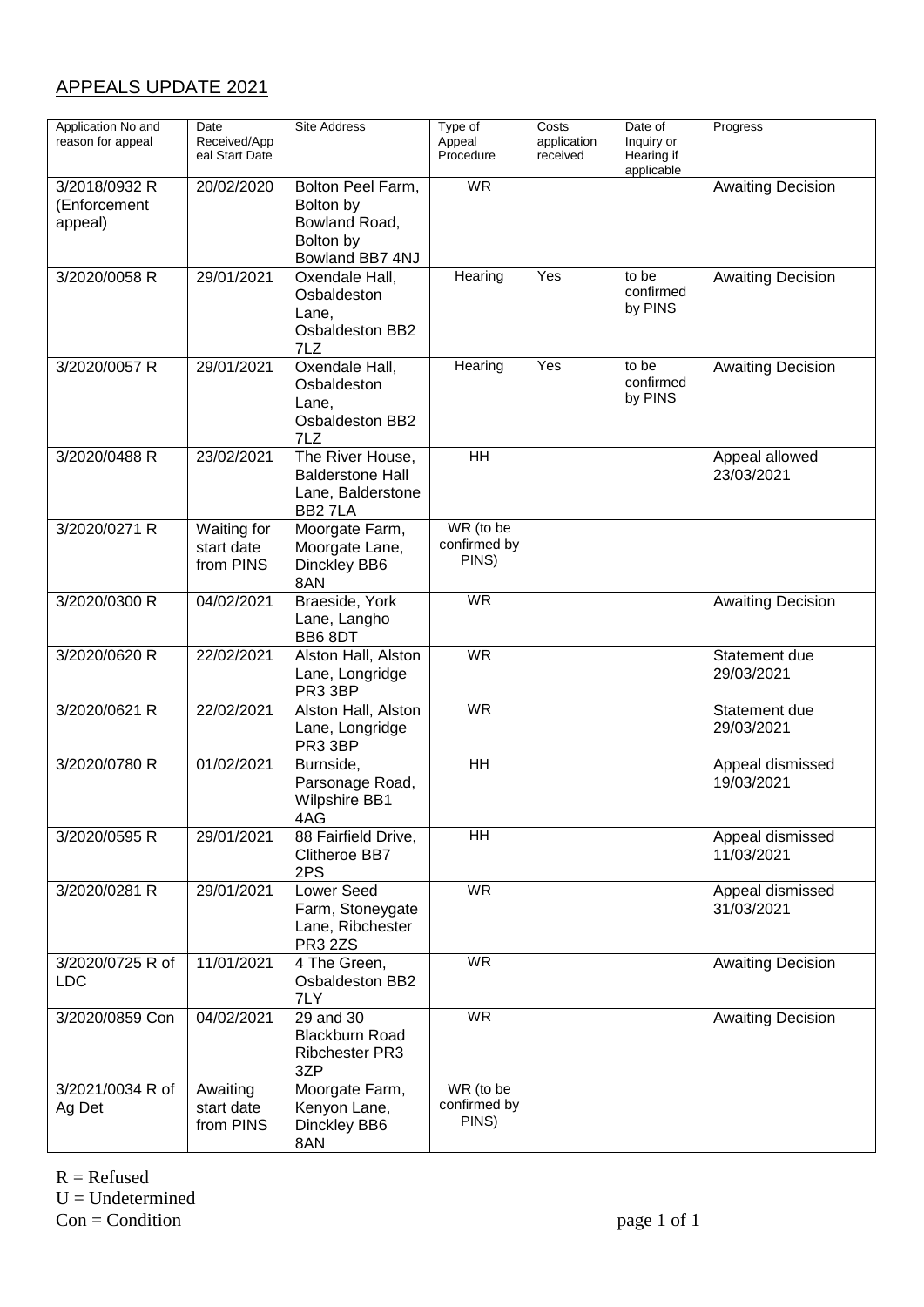# APPEALS UPDATE 2021

| Application No and reason for appeal | Date Received/Appeal Start Date | Site Address | Type of Appeal Procedure | Costs application received | Date of Inquiry or Hearing if applicable | Progress |
|---|---|---|---|---|---|---|
| 3/2018/0932 R (Enforcement appeal) | 20/02/2020 | Bolton Peel Farm, Bolton by Bowland Road, Bolton by Bowland BB7 4NJ | WR | | | Awaiting Decision |
| 3/2020/0058 R | 29/01/2021 | Oxendale Hall, Osbaldeston Lane, Osbaldeston BB2 7LZ | Hearing | Yes | to be confirmed by PINS | Awaiting Decision |
| 3/2020/0057 R | 29/01/2021 | Oxendale Hall, Osbaldeston Lane, Osbaldeston BB2 7LZ | Hearing | Yes | to be confirmed by PINS | Awaiting Decision |
| 3/2020/0488 R | 23/02/2021 | The River House, Balderstone Hall Lane, Balderstone BB2 7LA | HH | | | Appeal allowed 23/03/2021 |
| 3/2020/0271 R | Waiting for start date from PINS | Moorgate Farm, Moorgate Lane, Dinckley BB6 8AN | WR (to be confirmed by PINS) | | | |
| 3/2020/0300 R | 04/02/2021 | Braeside, York Lane, Langho BB6 8DT | WR | | | Awaiting Decision |
| 3/2020/0620 R | 22/02/2021 | Alston Hall, Alston Lane, Longridge PR3 3BP | WR | | | Statement due 29/03/2021 |
| 3/2020/0621 R | 22/02/2021 | Alston Hall, Alston Lane, Longridge PR3 3BP | WR | | | Statement due 29/03/2021 |
| 3/2020/0780 R | 01/02/2021 | Burnside, Parsonage Road, Wilpshire BB1 4AG | HH | | | Appeal dismissed 19/03/2021 |
| 3/2020/0595 R | 29/01/2021 | 88 Fairfield Drive, Clitheroe BB7 2PS | HH | | | Appeal dismissed 11/03/2021 |
| 3/2020/0281 R | 29/01/2021 | Lower Seed Farm, Stoneygate Lane, Ribchester PR3 2ZS | WR | | | Appeal dismissed 31/03/2021 |
| 3/2020/0725 R of LDC | 11/01/2021 | 4 The Green, Osbaldeston BB2 7LY | WR | | | Awaiting Decision |
| 3/2020/0859 Con | 04/02/2021 | 29 and 30 Blackburn Road Ribchester PR3 3ZP | WR | | | Awaiting Decision |
| 3/2021/0034 R of Ag Det | Awaiting start date from PINS | Moorgate Farm, Kenyon Lane, Dinckley BB6 8AN | WR (to be confirmed by PINS) | | | |

R = Refused
U = Undetermined
Con = Condition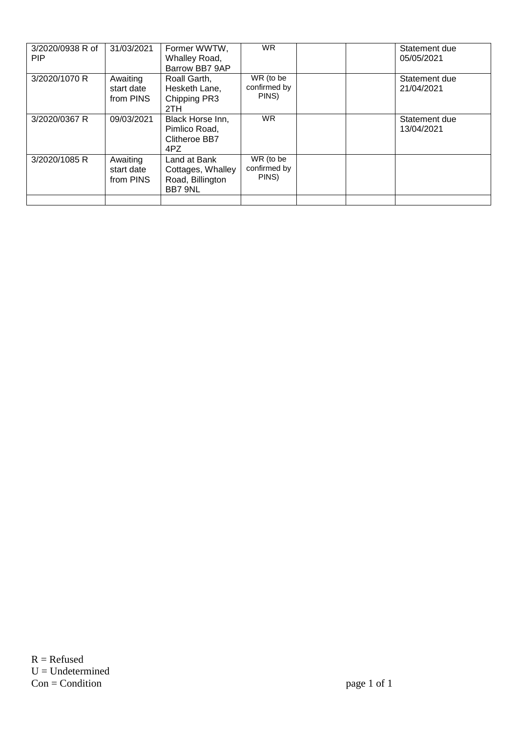| | | | | | | |
|---|---|---|---|---|---|---|
| 3/2020/0938 R of PIP | 31/03/2021 | Former WWTW, Whalley Road, Barrow BB7 9AP | WR | | | Statement due 05/05/2021 |
| 3/2020/1070 R | Awaiting start date from PINS | Roall Garth, Hesketh Lane, Chipping PR3 2TH | WR (to be confirmed by PINS) | | | Statement due 21/04/2021 |
| 3/2020/0367 R | 09/03/2021 | Black Horse Inn, Pimlico Road, Clitheroe BB7 4PZ | WR | | | Statement due 13/04/2021 |
| 3/2020/1085 R | Awaiting start date from PINS | Land at Bank Cottages, Whalley Road, Billington BB7 9NL | WR (to be confirmed by PINS) | | | |
| | | | | | | |

R = Refused
U = Undetermined
Con = Condition